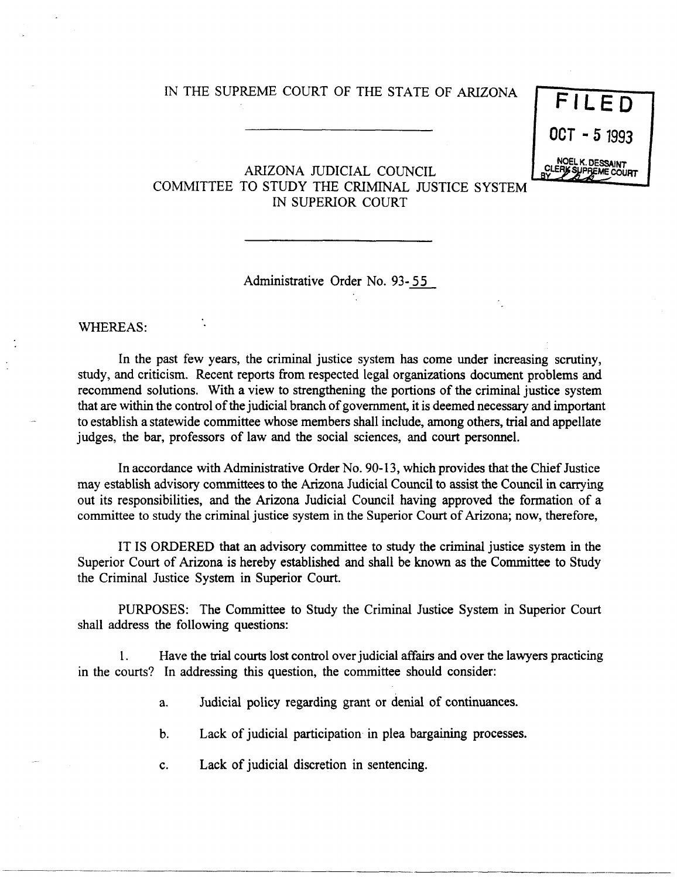IN THE SUPREME COURT OF THE STATE OF ARIZONA

FILED
OCT - 5 1993
NOEL K. DESSAINT
CLERK SUPREME COURT
BY

---

ARIZONA JUDICIAL COUNCIL
COMMITTEE TO STUDY THE CRIMINAL JUSTICE SYSTEM
IN SUPERIOR COURT

---

Administrative Order No. 93-55

WHEREAS:

In the past few years, the criminal justice system has come under increasing scrutiny, study, and criticism. Recent reports from respected legal organizations document problems and recommend solutions. With a view to strengthening the portions of the criminal justice system that are within the control of the judicial branch of government, it is deemed necessary and important to establish a statewide committee whose members shall include, among others, trial and appellate judges, the bar, professors of law and the social sciences, and court personnel.

In accordance with Administrative Order No. 90-13, which provides that the Chief Justice may establish advisory committees to the Arizona Judicial Council to assist the Council in carrying out its responsibilities, and the Arizona Judicial Council having approved the formation of a committee to study the criminal justice system in the Superior Court of Arizona; now, therefore,

IT IS ORDERED that an advisory committee to study the criminal justice system in the Superior Court of Arizona is hereby established and shall be known as the Committee to Study the Criminal Justice System in Superior Court.

PURPOSES: The Committee to Study the Criminal Justice System in Superior Court shall address the following questions:

1. Have the trial courts lost control over judicial affairs and over the lawyers practicing in the courts? In addressing this question, the committee should consider:

    a. Judicial policy regarding grant or denial of continuances.

    b. Lack of judicial participation in plea bargaining processes.

    c. Lack of judicial discretion in sentencing.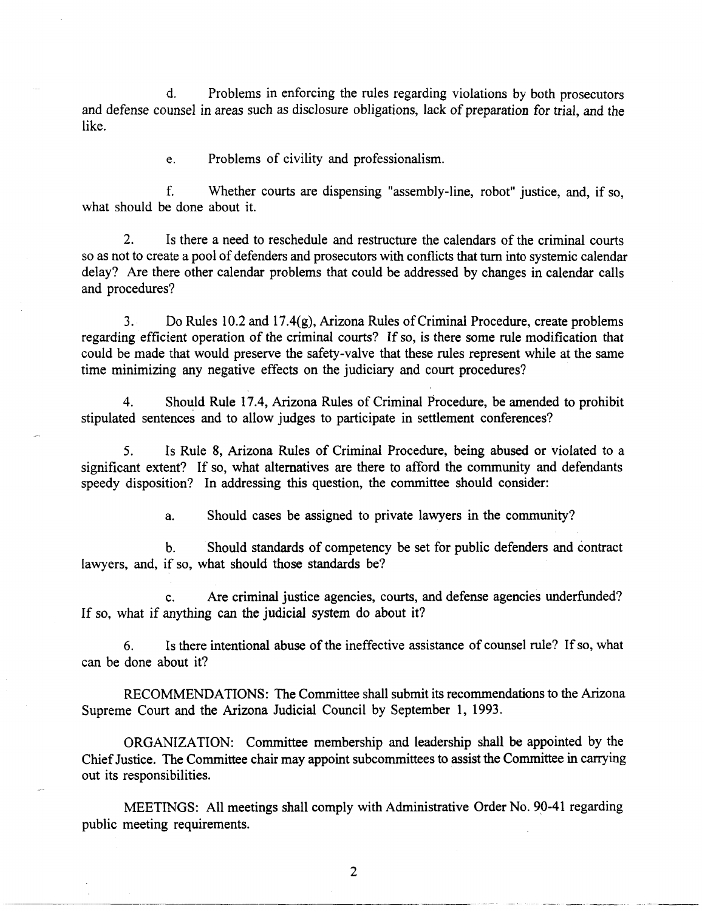d. Problems in enforcing the rules regarding violations by both prosecutors and defense counsel in areas such as disclosure obligations, lack of preparation for trial, and the like.

e. Problems of civility and professionalism.

f. Whether courts are dispensing "assembly-line, robot" justice, and, if so, what should be done about it.

2. Is there a need to reschedule and restructure the calendars of the criminal courts so as not to create a pool of defenders and prosecutors with conflicts that turn into systemic calendar delay? Are there other calendar problems that could be addressed by changes in calendar calls and procedures?

3. Do Rules 10.2 and 17.4(g), Arizona Rules of Criminal Procedure, create problems regarding efficient operation of the criminal courts? If so, is there some rule modification that could be made that would preserve the safety-valve that these rules represent while at the same time minimizing any negative effects on the judiciary and court procedures?

4. Should Rule 17.4, Arizona Rules of Criminal Procedure, be amended to prohibit stipulated sentences and to allow judges to participate in settlement conferences?

5. Is Rule 8, Arizona Rules of Criminal Procedure, being abused or violated to a significant extent? If so, what alternatives are there to afford the community and defendants speedy disposition? In addressing this question, the committee should consider:

a. Should cases be assigned to private lawyers in the community?

b. Should standards of competency be set for public defenders and contract lawyers, and, if so, what should those standards be?

c. Are criminal justice agencies, courts, and defense agencies underfunded? If so, what if anything can the judicial system do about it?

6. Is there intentional abuse of the ineffective assistance of counsel rule? If so, what can be done about it?

RECOMMENDATIONS: The Committee shall submit its recommendations to the Arizona Supreme Court and the Arizona Judicial Council by September 1, 1993.

ORGANIZATION: Committee membership and leadership shall be appointed by the Chief Justice. The Committee chair may appoint subcommittees to assist the Committee in carrying out its responsibilities.

MEETINGS: All meetings shall comply with Administrative Order No. 90-41 regarding public meeting requirements.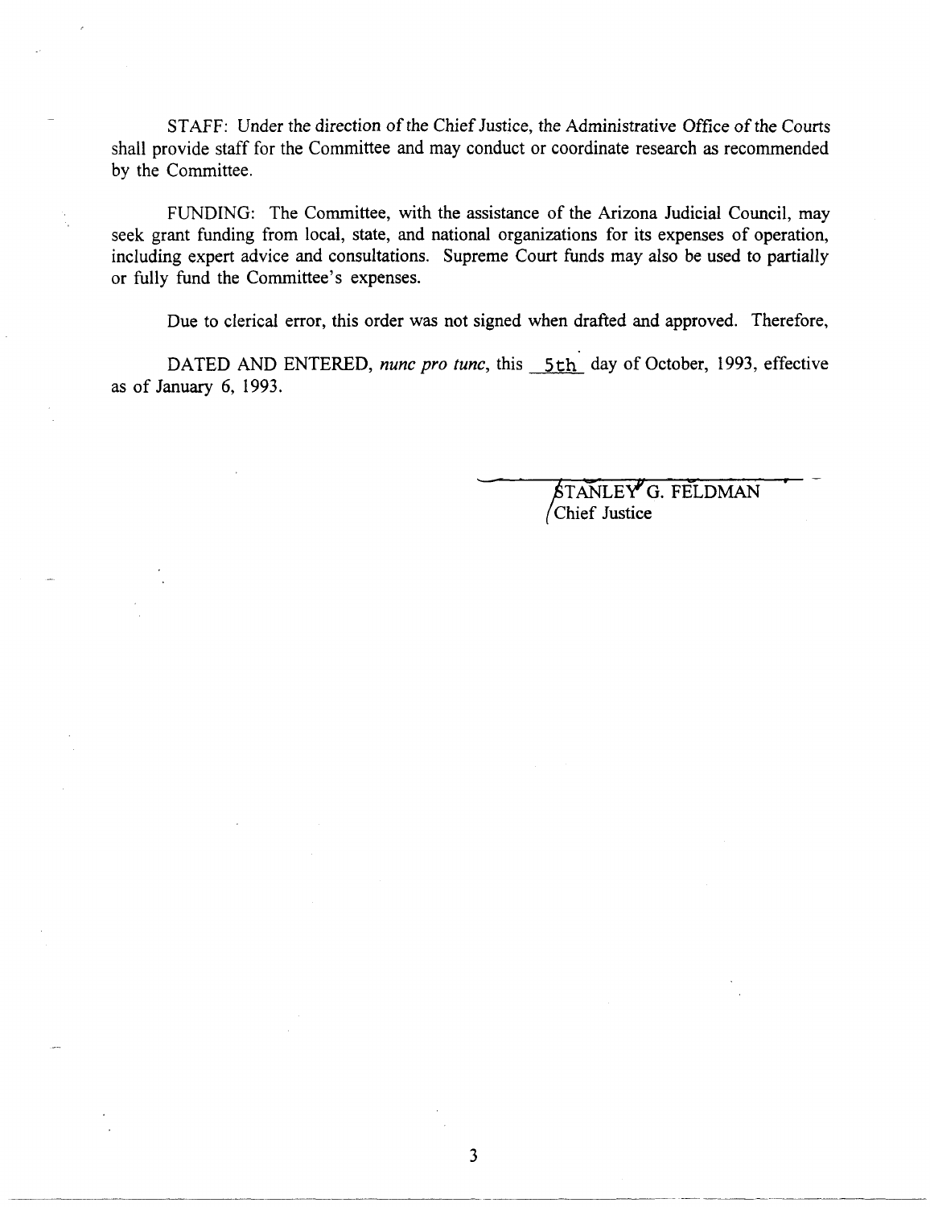STAFF: Under the direction of the Chief Justice, the Administrative Office of the Courts shall provide staff for the Committee and may conduct or coordinate research as recommended by the Committee.

FUNDING: The Committee, with the assistance of the Arizona Judicial Council, may seek grant funding from local, state, and national organizations for its expenses of operation, including expert advice and consultations. Supreme Court funds may also be used to partially or fully fund the Committee's expenses.

Due to clerical error, this order was not signed when drafted and approved. Therefore,

DATED AND ENTERED, *nunc pro tunc*, this 5th day of October, 1993, effective as of January 6, 1993.

STANLEY G. FELDMAN
Chief Justice